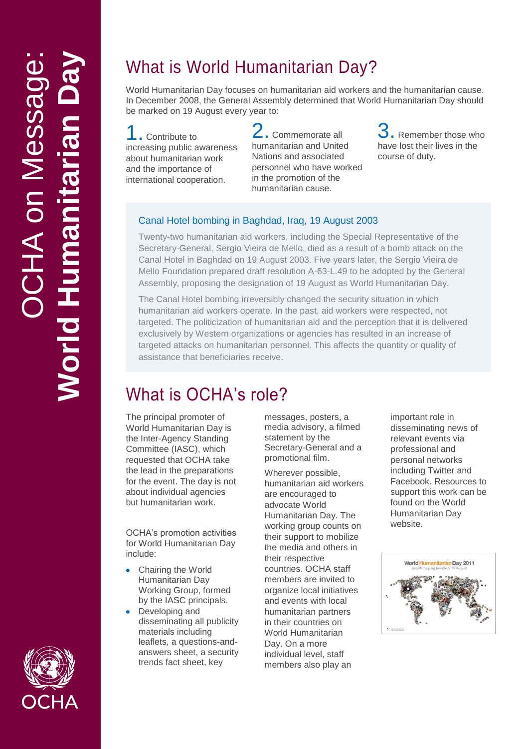# OCHA on Message: **World Humanitarian Day**

## What is World Humanitarian Day?

World Humanitarian Day focuses on humanitarian aid workers and the humanitarian cause. In December 2008, the General Assembly determined that World Humanitarian Day should be marked on 19 August every year to:

1. Contribute to increasing public awareness about humanitarian work and the importance of international cooperation.
2. Commemorate all humanitarian and United Nations and associated personnel who have worked in the promotion of the humanitarian cause.
3. Remember those who have lost their lives in the course of duty.

### Canal Hotel bombing in Baghdad, Iraq, 19 August 2003

Twenty-two humanitarian aid workers, including the Special Representative of the Secretary-General, Sergio Vieira de Mello, died as a result of a bomb attack on the Canal Hotel in Baghdad on 19 August 2003. Five years later, the Sergio Vieira de Mello Foundation prepared draft resolution A-63-L.49 to be adopted by the General Assembly, proposing the designation of 19 August as World Humanitarian Day.

The Canal Hotel bombing irreversibly changed the security situation in which humanitarian aid workers operate. In the past, aid workers were respected, not targeted. The politicization of humanitarian aid and the perception that it is delivered exclusively by Western organizations or agencies has resulted in an increase of targeted attacks on humanitarian personnel. This affects the quantity or quality of assistance that beneficiaries receive.

## What is OCHA's role?

The principal promoter of World Humanitarian Day is the Inter-Agency Standing Committee (IASC), which requested that OCHA take the lead in the preparations for the event. The day is not about individual agencies but humanitarian work.

OCHA's promotion activities for World Humanitarian Day include:

- Chairing the World Humanitarian Day Working Group, formed by the IASC principals.
- Developing and disseminating all publicity materials including leaflets, a questions-and-answers sheet, a security trends fact sheet, key messages, posters, a media advisory, a filmed statement by the Secretary-General and a promotional film.

Wherever possible, humanitarian aid workers are encouraged to advocate World Humanitarian Day. The working group counts on their support to mobilize the media and others in their respective countries. OCHA staff members are invited to organize local initiatives and events with local humanitarian partners in their countries on World Humanitarian Day. On a more individual level, staff members also play an important role in disseminating news of relevant events via professional and personal networks including Twitter and Facebook. Resources to support this work can be found on the World Humanitarian Day website.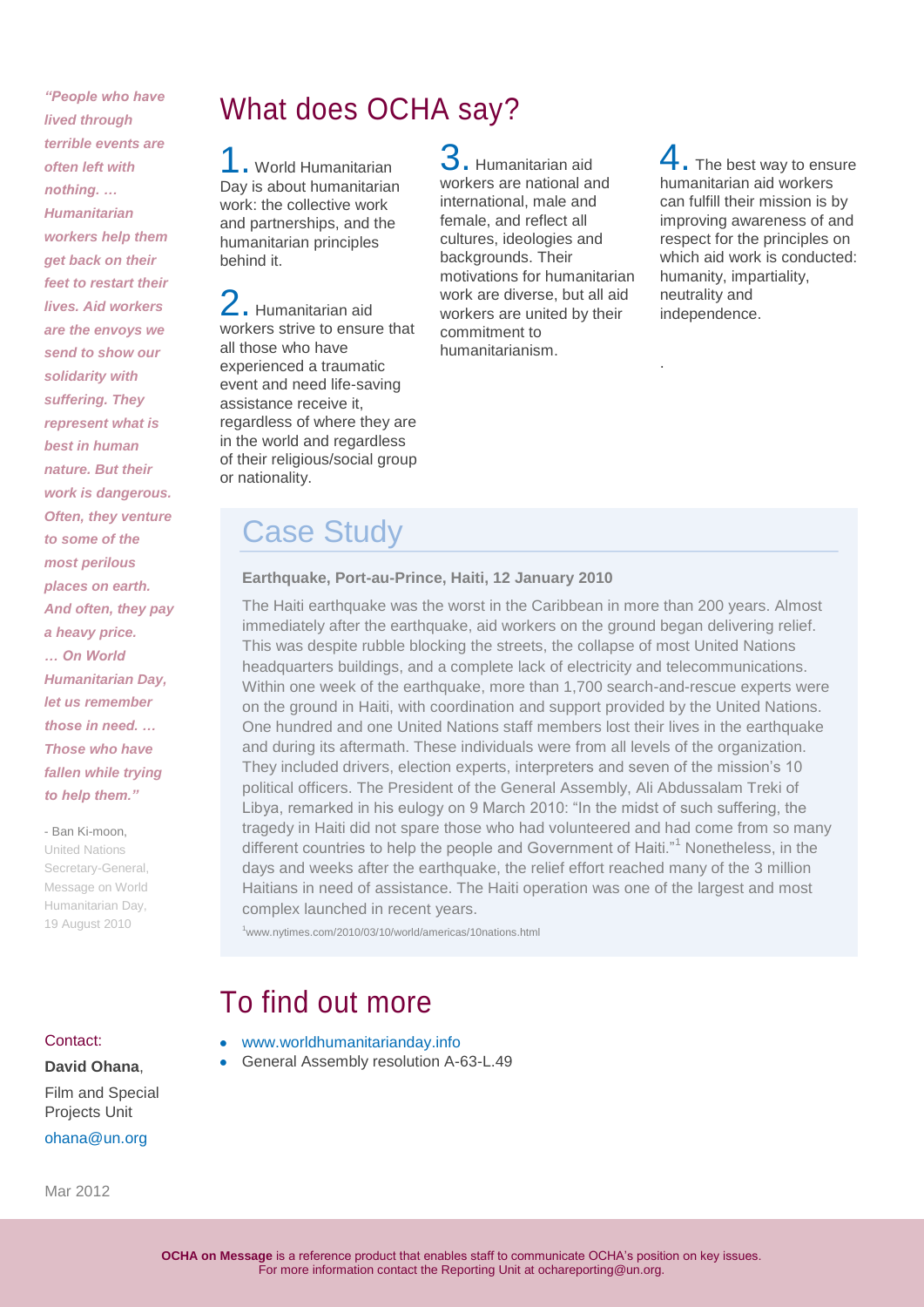*"People who have lived through terrible events are often left with nothing. … Humanitarian workers help them get back on their feet to restart their lives. Aid workers are the envoys we send to show our solidarity with suffering. They represent what is best in human nature. But their work is dangerous. Often, they venture to some of the most perilous places on earth. And often, they pay a heavy price. … On World Humanitarian Day, let us remember those in need. … Those who have fallen while trying to help them."*

- Ban Ki-moon, United Nations Secretary-General, Message on World Humanitarian Day, 19 August 2010

# What does OCHA say?

1. World Humanitarian Day is about humanitarian work: the collective work and partnerships, and the humanitarian principles behind it.

2. Humanitarian aid workers strive to ensure that all those who have experienced a traumatic event and need life-saving assistance receive it, regardless of where they are in the world and regardless of their religious/social group or nationality.

3. Humanitarian aid workers are national and international, male and female, and reflect all cultures, ideologies and backgrounds. Their motivations for humanitarian work are diverse, but all aid workers are united by their commitment to humanitarianism.

4. The best way to ensure humanitarian aid workers can fulfill their mission is by improving awareness of and respect for the principles on which aid work is conducted: humanity, impartiality, neutrality and independence.

## Case Study

**Earthquake, Port-au-Prince, Haiti, 12 January 2010**

The Haiti earthquake was the worst in the Caribbean in more than 200 years. Almost immediately after the earthquake, aid workers on the ground began delivering relief. This was despite rubble blocking the streets, the collapse of most United Nations headquarters buildings, and a complete lack of electricity and telecommunications. Within one week of the earthquake, more than 1,700 search-and-rescue experts were on the ground in Haiti, with coordination and support provided by the United Nations. One hundred and one United Nations staff members lost their lives in the earthquake and during its aftermath. These individuals were from all levels of the organization. They included drivers, election experts, interpreters and seven of the mission's 10 political officers. The President of the General Assembly, Ali Abdussalam Treki of Libya, remarked in his eulogy on 9 March 2010: "In the midst of such suffering, the tragedy in Haiti did not spare those who had volunteered and had come from so many different countries to help the people and Government of Haiti."[1] Nonetheless, in the days and weeks after the earthquake, the relief effort reached many of the 3 million Haitians in need of assistance. The Haiti operation was one of the largest and most complex launched in recent years.

[1]www.nytimes.com/2010/03/10/world/americas/10nations.html

# To find out more

- www.worldhumanitarianday.info
- General Assembly resolution A-63-L.49

Contact:

**David Ohana**,

Film and Special Projects Unit

ohana@un.org

Mar 2012

**OCHA on Message** is a reference product that enables staff to communicate OCHA's position on key issues.
For more information contact the Reporting Unit at ochareporting@un.org.